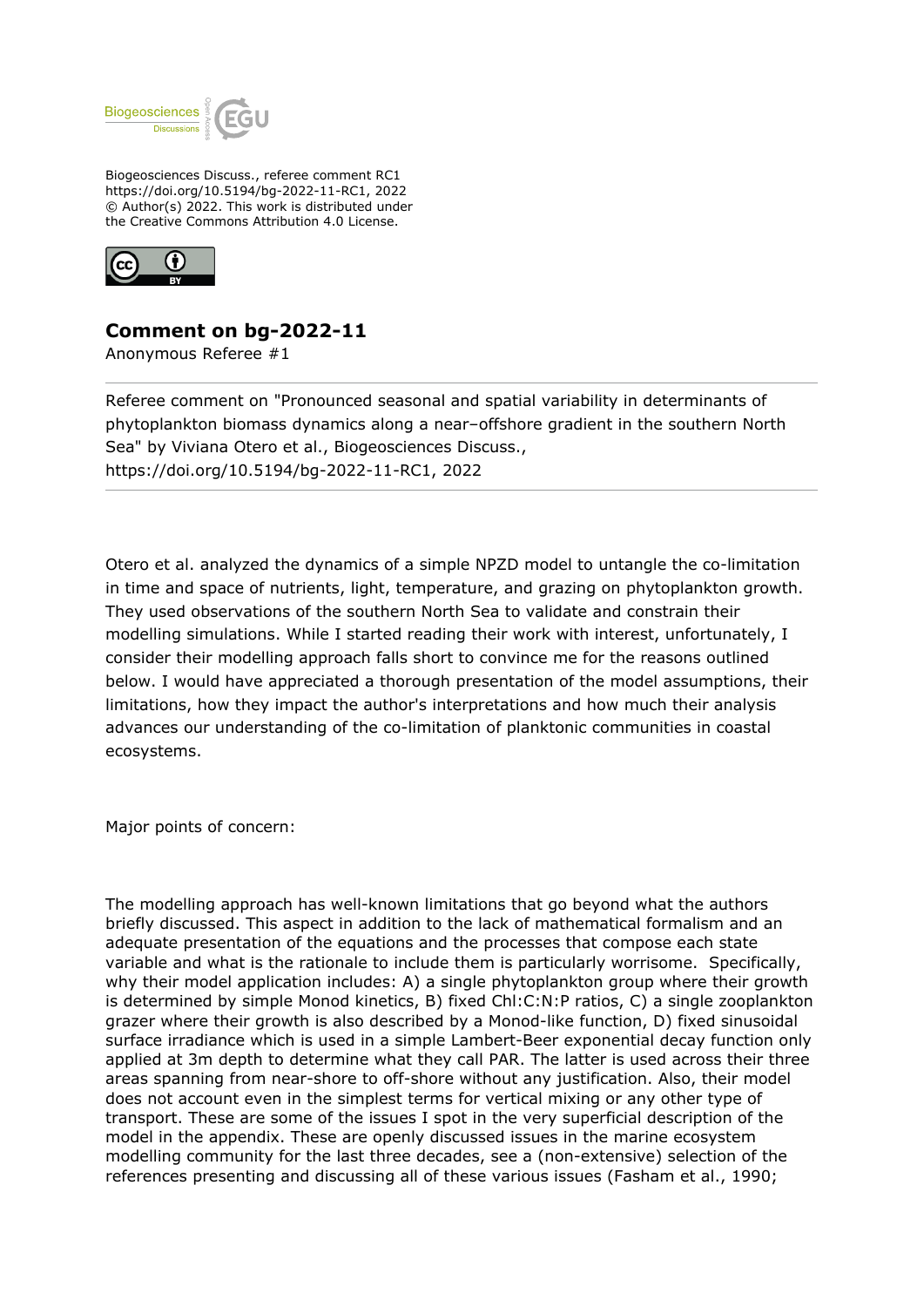Biogeosciences Discuss., referee comment RC1
https://doi.org/10.5194/bg-2022-11-RC1, 2022
© Author(s) 2022. This work is distributed under
the Creative Commons Attribution 4.0 License.

# Comment on bg-2022-11

Anonymous Referee #1

Referee comment on "Pronounced seasonal and spatial variability in determinants of phytoplankton biomass dynamics along a near–offshore gradient in the southern North Sea" by Viviana Otero et al., Biogeosciences Discuss., https://doi.org/10.5194/bg-2022-11-RC1, 2022

---

Otero et al. analyzed the dynamics of a simple NPZD model to untangle the co-limitation in time and space of nutrients, light, temperature, and grazing on phytoplankton growth. They used observations of the southern North Sea to validate and constrain their modelling simulations. While I started reading their work with interest, unfortunately, I consider their modelling approach falls short to convince me for the reasons outlined below. I would have appreciated a thorough presentation of the model assumptions, their limitations, how they impact the author's interpretations and how much their analysis advances our understanding of the co-limitation of planktonic communities in coastal ecosystems.

Major points of concern:

The modelling approach has well-known limitations that go beyond what the authors briefly discussed. This aspect in addition to the lack of mathematical formalism and an adequate presentation of the equations and the processes that compose each state variable and what is the rationale to include them is particularly worrisome. Specifically, why their model application includes: A) a single phytoplankton group where their growth is determined by simple Monod kinetics, B) fixed Chl:C:N:P ratios, C) a single zooplankton grazer where their growth is also described by a Monod-like function, D) fixed sinusoidal surface irradiance which is used in a simple Lambert-Beer exponential decay function only applied at 3m depth to determine what they call PAR. The latter is used across their three areas spanning from near-shore to off-shore without any justification. Also, their model does not account even in the simplest terms for vertical mixing or any other type of transport. These are some of the issues I spot in the very superficial description of the model in the appendix. These are openly discussed issues in the marine ecosystem modelling community for the last three decades, see a (non-extensive) selection of the references presenting and discussing all of these various issues (Fasham et al., 1990;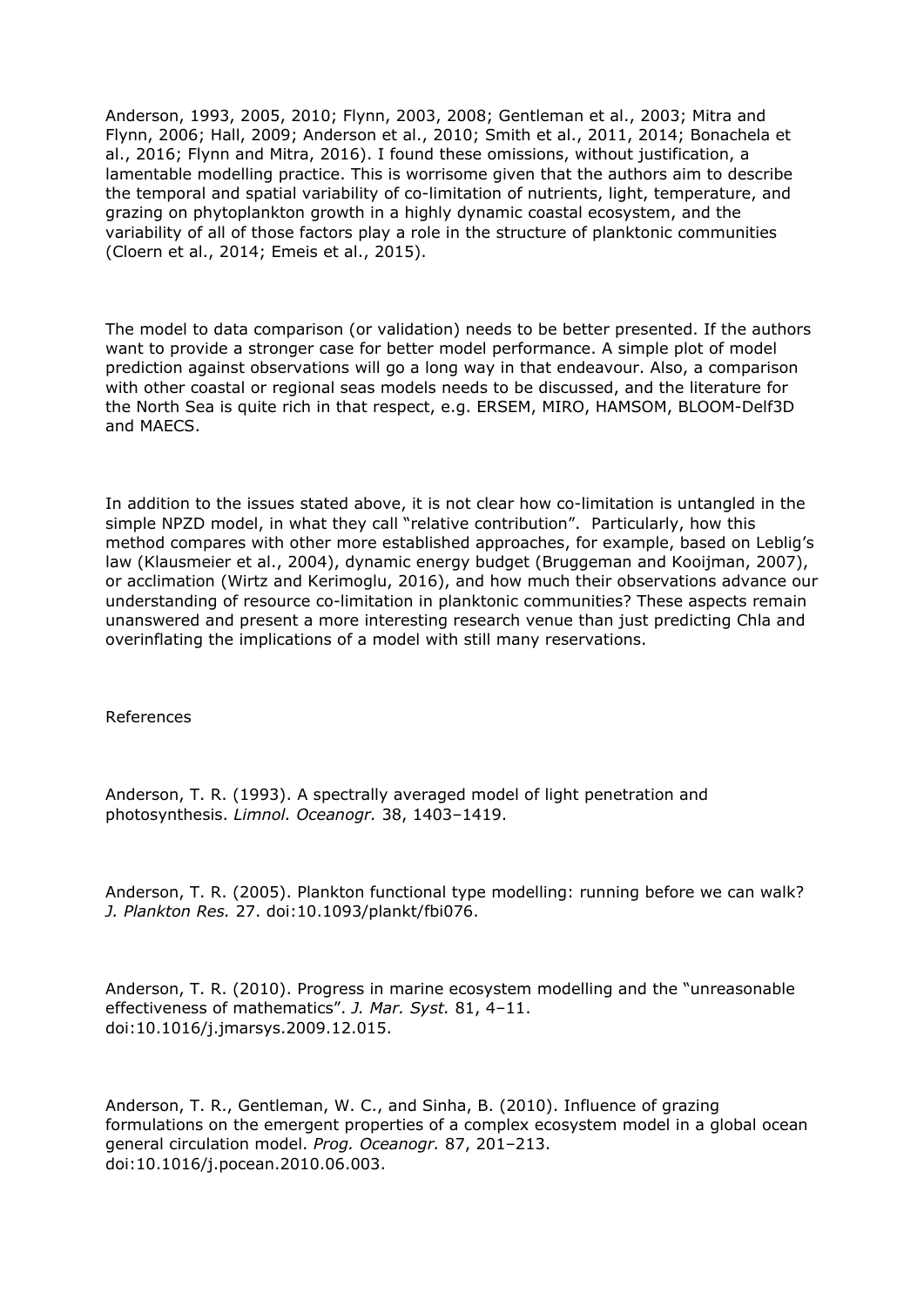Anderson, 1993, 2005, 2010; Flynn, 2003, 2008; Gentleman et al., 2003; Mitra and Flynn, 2006; Hall, 2009; Anderson et al., 2010; Smith et al., 2011, 2014; Bonachela et al., 2016; Flynn and Mitra, 2016). I found these omissions, without justification, a lamentable modelling practice. This is worrisome given that the authors aim to describe the temporal and spatial variability of co-limitation of nutrients, light, temperature, and grazing on phytoplankton growth in a highly dynamic coastal ecosystem, and the variability of all of those factors play a role in the structure of planktonic communities (Cloern et al., 2014; Emeis et al., 2015).

The model to data comparison (or validation) needs to be better presented. If the authors want to provide a stronger case for better model performance. A simple plot of model prediction against observations will go a long way in that endeavour. Also, a comparison with other coastal or regional seas models needs to be discussed, and the literature for the North Sea is quite rich in that respect, e.g. ERSEM, MIRO, HAMSOM, BLOOM-Delf3D and MAECS.

In addition to the issues stated above, it is not clear how co-limitation is untangled in the simple NPZD model, in what they call "relative contribution". Particularly, how this method compares with other more established approaches, for example, based on Leblig's law (Klausmeier et al., 2004), dynamic energy budget (Bruggeman and Kooijman, 2007), or acclimation (Wirtz and Kerimoglu, 2016), and how much their observations advance our understanding of resource co-limitation in planktonic communities? These aspects remain unanswered and present a more interesting research venue than just predicting Chla and overinflating the implications of a model with still many reservations.

References

Anderson, T. R. (1993). A spectrally averaged model of light penetration and photosynthesis. *Limnol. Oceanogr.* 38, 1403–1419.

Anderson, T. R. (2005). Plankton functional type modelling: running before we can walk? *J. Plankton Res.* 27. doi:10.1093/plankt/fbi076.

Anderson, T. R. (2010). Progress in marine ecosystem modelling and the "unreasonable effectiveness of mathematics". *J. Mar. Syst.* 81, 4–11. doi:10.1016/j.jmarsys.2009.12.015.

Anderson, T. R., Gentleman, W. C., and Sinha, B. (2010). Influence of grazing formulations on the emergent properties of a complex ecosystem model in a global ocean general circulation model. *Prog. Oceanogr.* 87, 201–213. doi:10.1016/j.pocean.2010.06.003.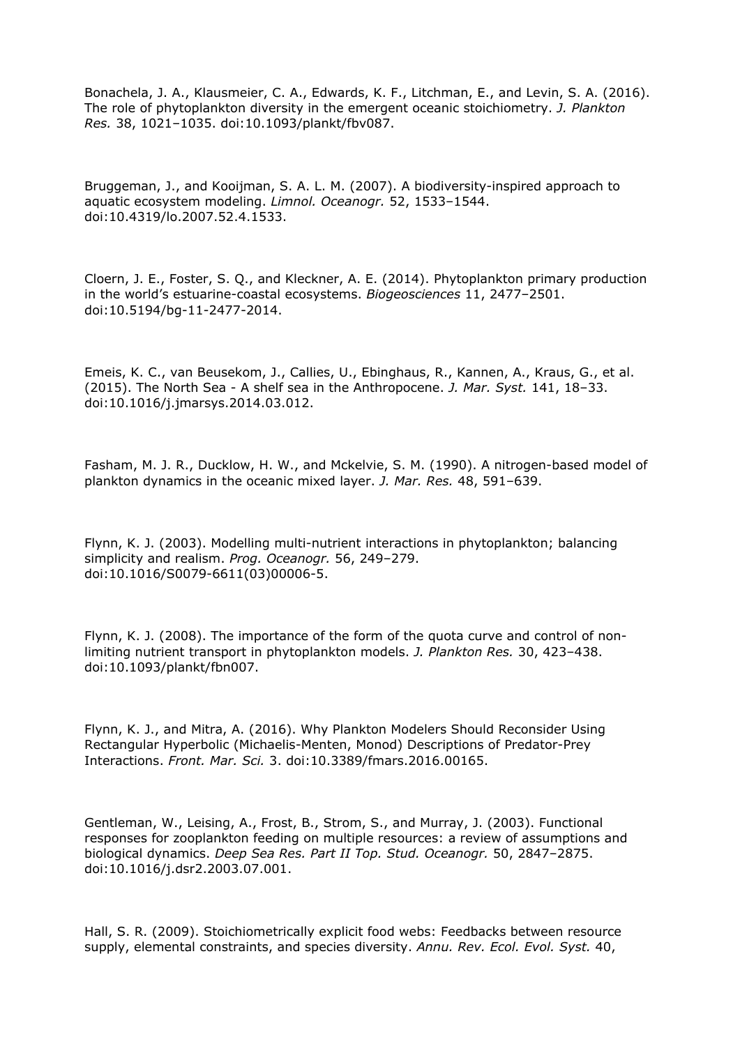Bonachela, J. A., Klausmeier, C. A., Edwards, K. F., Litchman, E., and Levin, S. A. (2016). The role of phytoplankton diversity in the emergent oceanic stoichiometry. *J. Plankton Res.* 38, 1021–1035. doi:10.1093/plankt/fbv087.

Bruggeman, J., and Kooijman, S. A. L. M. (2007). A biodiversity-inspired approach to aquatic ecosystem modeling. *Limnol. Oceanogr.* 52, 1533–1544. doi:10.4319/lo.2007.52.4.1533.

Cloern, J. E., Foster, S. Q., and Kleckner, A. E. (2014). Phytoplankton primary production in the world's estuarine-coastal ecosystems. *Biogeosciences* 11, 2477–2501. doi:10.5194/bg-11-2477-2014.

Emeis, K. C., van Beusekom, J., Callies, U., Ebinghaus, R., Kannen, A., Kraus, G., et al. (2015). The North Sea - A shelf sea in the Anthropocene. *J. Mar. Syst.* 141, 18–33. doi:10.1016/j.jmarsys.2014.03.012.

Fasham, M. J. R., Ducklow, H. W., and Mckelvie, S. M. (1990). A nitrogen-based model of plankton dynamics in the oceanic mixed layer. *J. Mar. Res.* 48, 591–639.

Flynn, K. J. (2003). Modelling multi-nutrient interactions in phytoplankton; balancing simplicity and realism. *Prog. Oceanogr.* 56, 249–279. doi:10.1016/S0079-6611(03)00006-5.

Flynn, K. J. (2008). The importance of the form of the quota curve and control of non-limiting nutrient transport in phytoplankton models. *J. Plankton Res.* 30, 423–438. doi:10.1093/plankt/fbn007.

Flynn, K. J., and Mitra, A. (2016). Why Plankton Modelers Should Reconsider Using Rectangular Hyperbolic (Michaelis-Menten, Monod) Descriptions of Predator-Prey Interactions. *Front. Mar. Sci.* 3. doi:10.3389/fmars.2016.00165.

Gentleman, W., Leising, A., Frost, B., Strom, S., and Murray, J. (2003). Functional responses for zooplankton feeding on multiple resources: a review of assumptions and biological dynamics. *Deep Sea Res. Part II Top. Stud. Oceanogr.* 50, 2847–2875. doi:10.1016/j.dsr2.2003.07.001.

Hall, S. R. (2009). Stoichiometrically explicit food webs: Feedbacks between resource supply, elemental constraints, and species diversity. *Annu. Rev. Ecol. Evol. Syst.* 40,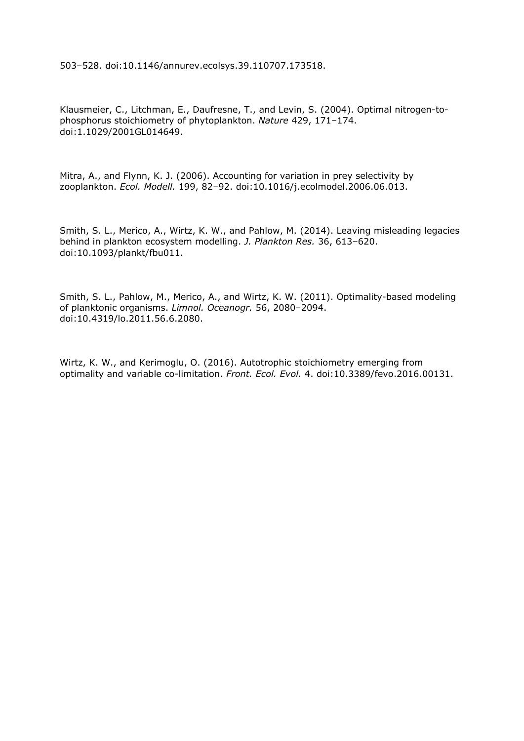503–528. doi:10.1146/annurev.ecolsys.39.110707.173518.

Klausmeier, C., Litchman, E., Daufresne, T., and Levin, S. (2004). Optimal nitrogen-to-phosphorus stoichiometry of phytoplankton. *Nature* 429, 171–174. doi:1.1029/2001GL014649.

Mitra, A., and Flynn, K. J. (2006). Accounting for variation in prey selectivity by zooplankton. *Ecol. Modell.* 199, 82–92. doi:10.1016/j.ecolmodel.2006.06.013.

Smith, S. L., Merico, A., Wirtz, K. W., and Pahlow, M. (2014). Leaving misleading legacies behind in plankton ecosystem modelling. *J. Plankton Res.* 36, 613–620. doi:10.1093/plankt/fbu011.

Smith, S. L., Pahlow, M., Merico, A., and Wirtz, K. W. (2011). Optimality-based modeling of planktonic organisms. *Limnol. Oceanogr.* 56, 2080–2094. doi:10.4319/lo.2011.56.6.2080.

Wirtz, K. W., and Kerimoglu, O. (2016). Autotrophic stoichiometry emerging from optimality and variable co-limitation. *Front. Ecol. Evol.* 4. doi:10.3389/fevo.2016.00131.